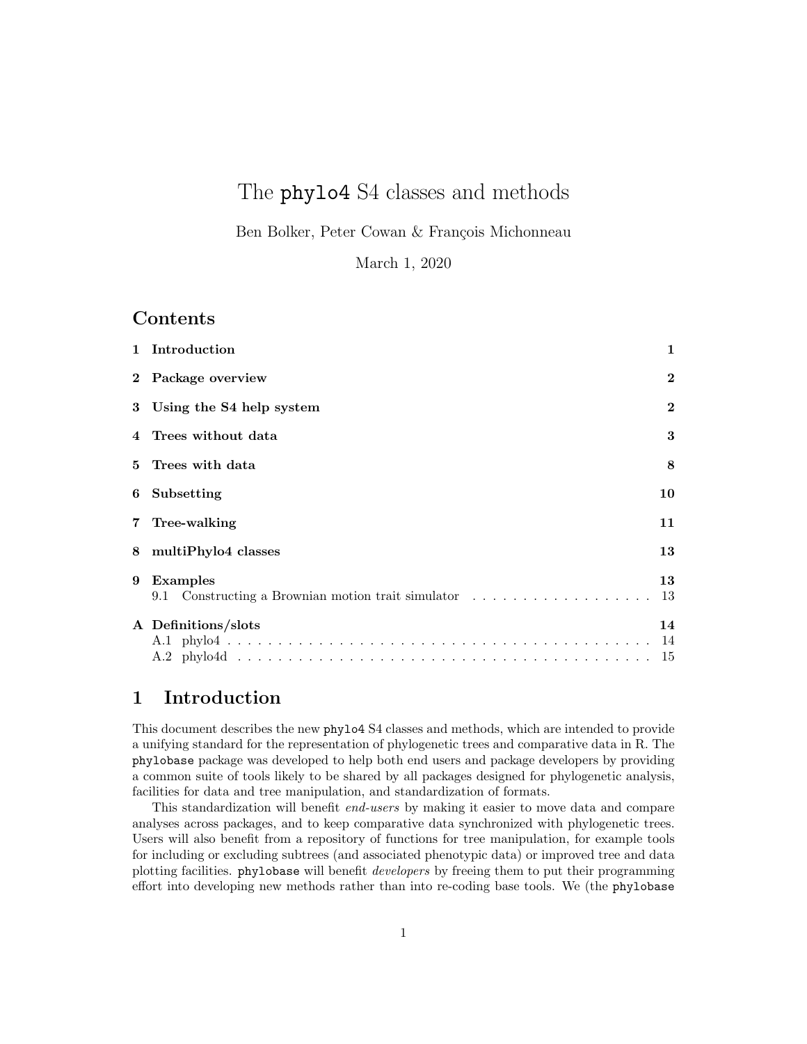# The `phylo4` S4 classes and methods

Ben Bolker, Peter Cowan & François Michonneau

March 1, 2020

## Contents

| | |
|---|---|
| **1 Introduction** | **1** |
| **2 Package overview** | **2** |
| **3 Using the S4 help system** | **2** |
| **4 Trees without data** | **3** |
| **5 Trees with data** | **8** |
| **6 Subsetting** | **10** |
| **7 Tree-walking** | **11** |
| **8 multiPhylo4 classes** | **13** |
| **9 Examples** | **13** |
| 9.1 Constructing a Brownian motion trait simulator | 13 |
| **A Definitions/slots** | **14** |
| A.1 phylo4 | 14 |
| A.2 phylo4d | 15 |

## 1 Introduction

This document describes the new `phylo4` S4 classes and methods, which are intended to provide a unifying standard for the representation of phylogenetic trees and comparative data in R. The `phylobase` package was developed to help both end users and package developers by providing a common suite of tools likely to be shared by all packages designed for phylogenetic analysis, facilities for data and tree manipulation, and standardization of formats.

This standardization will benefit *end-users* by making it easier to move data and compare analyses across packages, and to keep comparative data synchronized with phylogenetic trees. Users will also benefit from a repository of functions for tree manipulation, for example tools for including or excluding subtrees (and associated phenotypic data) or improved tree and data plotting facilities. `phylobase` will benefit *developers* by freeing them to put their programming effort into developing new methods rather than into re-coding base tools. We (the `phylobase`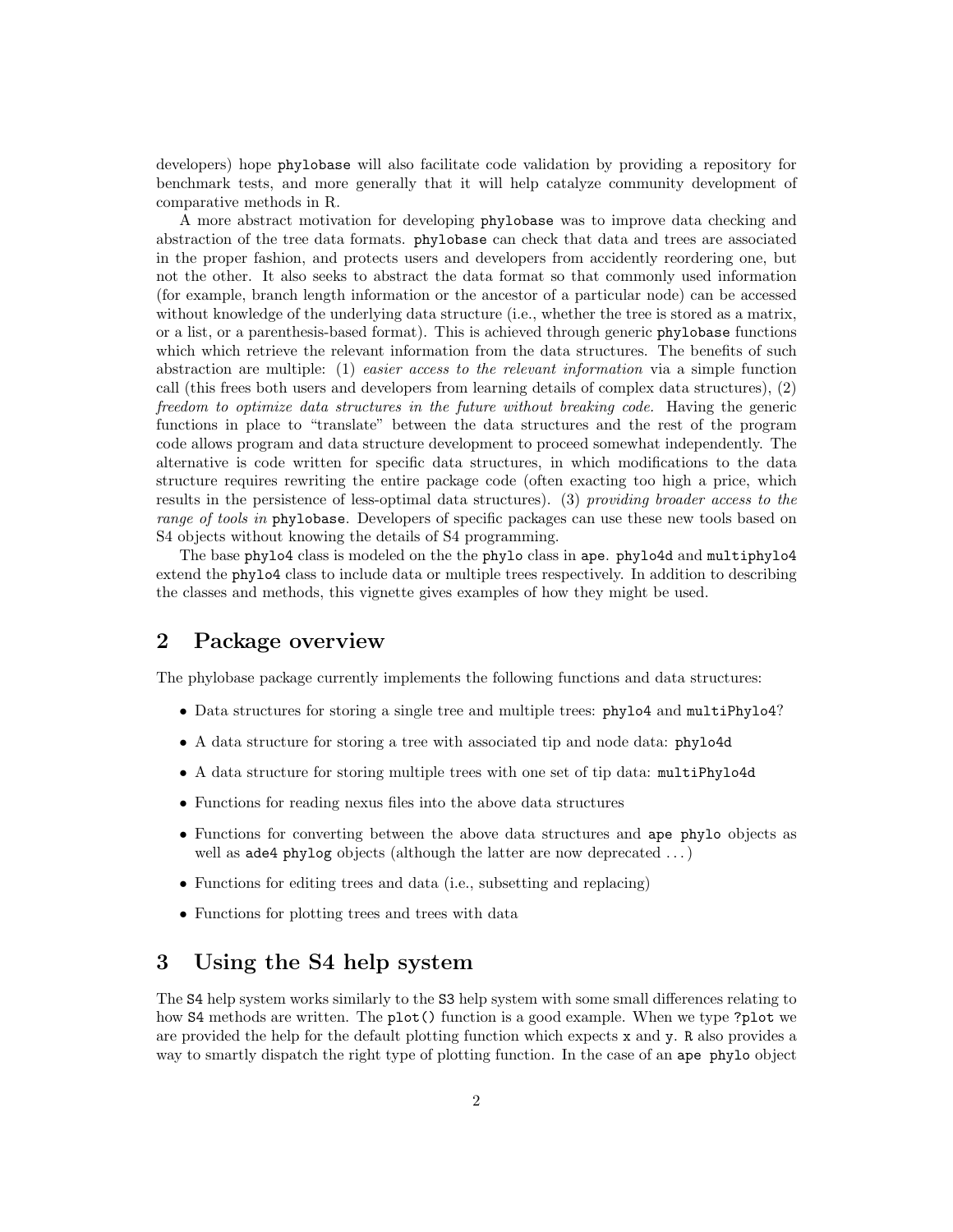developers) hope `phylobase` will also facilitate code validation by providing a repository for benchmark tests, and more generally that it will help catalyze community development of comparative methods in R.

A more abstract motivation for developing `phylobase` was to improve data checking and abstraction of the tree data formats. `phylobase` can check that data and trees are associated in the proper fashion, and protects users and developers from accidently reordering one, but not the other. It also seeks to abstract the data format so that commonly used information (for example, branch length information or the ancestor of a particular node) can be accessed without knowledge of the underlying data structure (i.e., whether the tree is stored as a matrix, or a list, or a parenthesis-based format). This is achieved through generic `phylobase` functions which which retrieve the relevant information from the data structures. The benefits of such abstraction are multiple: (1) *easier access to the relevant information* via a simple function call (this frees both users and developers from learning details of complex data structures), (2) *freedom to optimize data structures in the future without breaking code.* Having the generic functions in place to "translate" between the data structures and the rest of the program code allows program and data structure development to proceed somewhat independently. The alternative is code written for specific data structures, in which modifications to the data structure requires rewriting the entire package code (often exacting too high a price, which results in the persistence of less-optimal data structures). (3) *providing broader access to the range of tools in* `phylobase`. Developers of specific packages can use these new tools based on S4 objects without knowing the details of S4 programming.

The base `phylo4` class is modeled on the the `phylo` class in `ape`. `phylo4d` and `multiphylo4` extend the `phylo4` class to include data or multiple trees respectively. In addition to describing the classes and methods, this vignette gives examples of how they might be used.

## 2 Package overview

The phylobase package currently implements the following functions and data structures:

- Data structures for storing a single tree and multiple trees: `phylo4` and `multiPhylo4`?
- A data structure for storing a tree with associated tip and node data: `phylo4d`
- A data structure for storing multiple trees with one set of tip data: `multiPhylo4d`
- Functions for reading nexus files into the above data structures
- Functions for converting between the above data structures and `ape phylo` objects as well as `ade4 phylog` objects (although the latter are now deprecated ...)
- Functions for editing trees and data (i.e., subsetting and replacing)
- Functions for plotting trees and trees with data

## 3 Using the S4 help system

The `S4` help system works similarly to the `S3` help system with some small differences relating to how `S4` methods are written. The `plot()` function is a good example. When we type `?plot` we are provided the help for the default plotting function which expects `x` and `y`. `R` also provides a way to smartly dispatch the right type of plotting function. In the case of an `ape phylo` object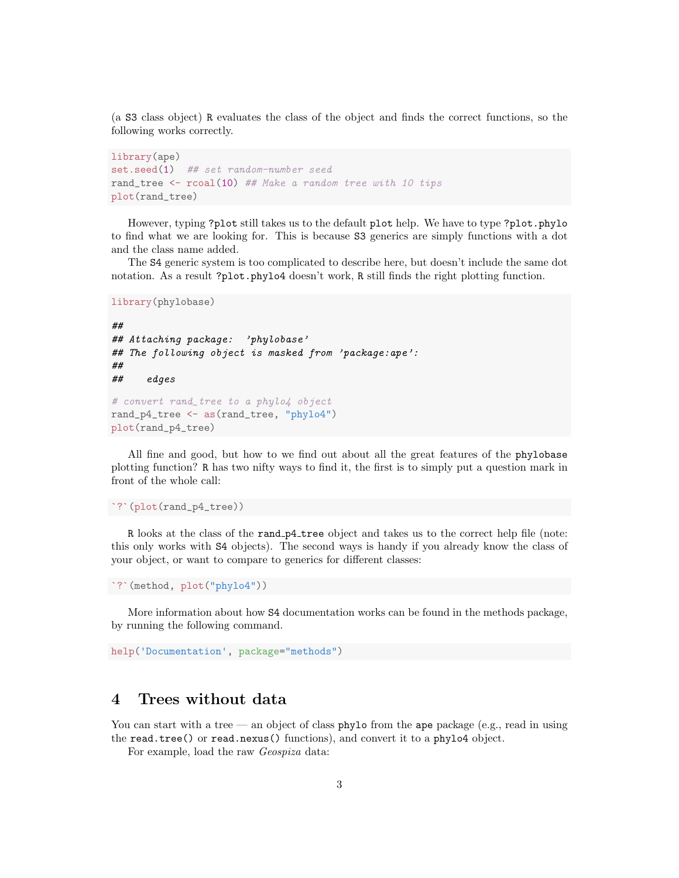(a S3 class object) R evaluates the class of the object and finds the correct functions, so the following works correctly.

```
library(ape)
set.seed(1)  ## set random-number seed
rand_tree <- rcoal(10) ## Make a random tree with 10 tips
plot(rand_tree)
```

However, typing ?plot still takes us to the default plot help. We have to type ?plot.phylo to find what we are looking for. This is because S3 generics are simply functions with a dot and the class name added.

The S4 generic system is too complicated to describe here, but doesn't include the same dot notation. As a result ?plot.phylo4 doesn't work, R still finds the right plotting function.

```
library(phylobase)

##
## Attaching package:  'phylobase'
## The following object is masked from 'package:ape':
##
##     edges

# convert rand_tree to a phylo4 object
rand_p4_tree <- as(rand_tree, "phylo4")
plot(rand_p4_tree)
```

All fine and good, but how to we find out about all the great features of the phylobase plotting function? R has two nifty ways to find it, the first is to simply put a question mark in front of the whole call:

```
`?`(plot(rand_p4_tree))
```

R looks at the class of the rand_p4_tree object and takes us to the correct help file (note: this only works with S4 objects). The second ways is handy if you already know the class of your object, or want to compare to generics for different classes:

```
`?`(method, plot("phylo4"))
```

More information about how S4 documentation works can be found in the methods package, by running the following command.

```
help('Documentation', package="methods")
```

# 4 Trees without data

You can start with a tree — an object of class phylo from the ape package (e.g., read in using the read.tree() or read.nexus() functions), and convert it to a phylo4 object.

For example, load the raw *Geospiza* data: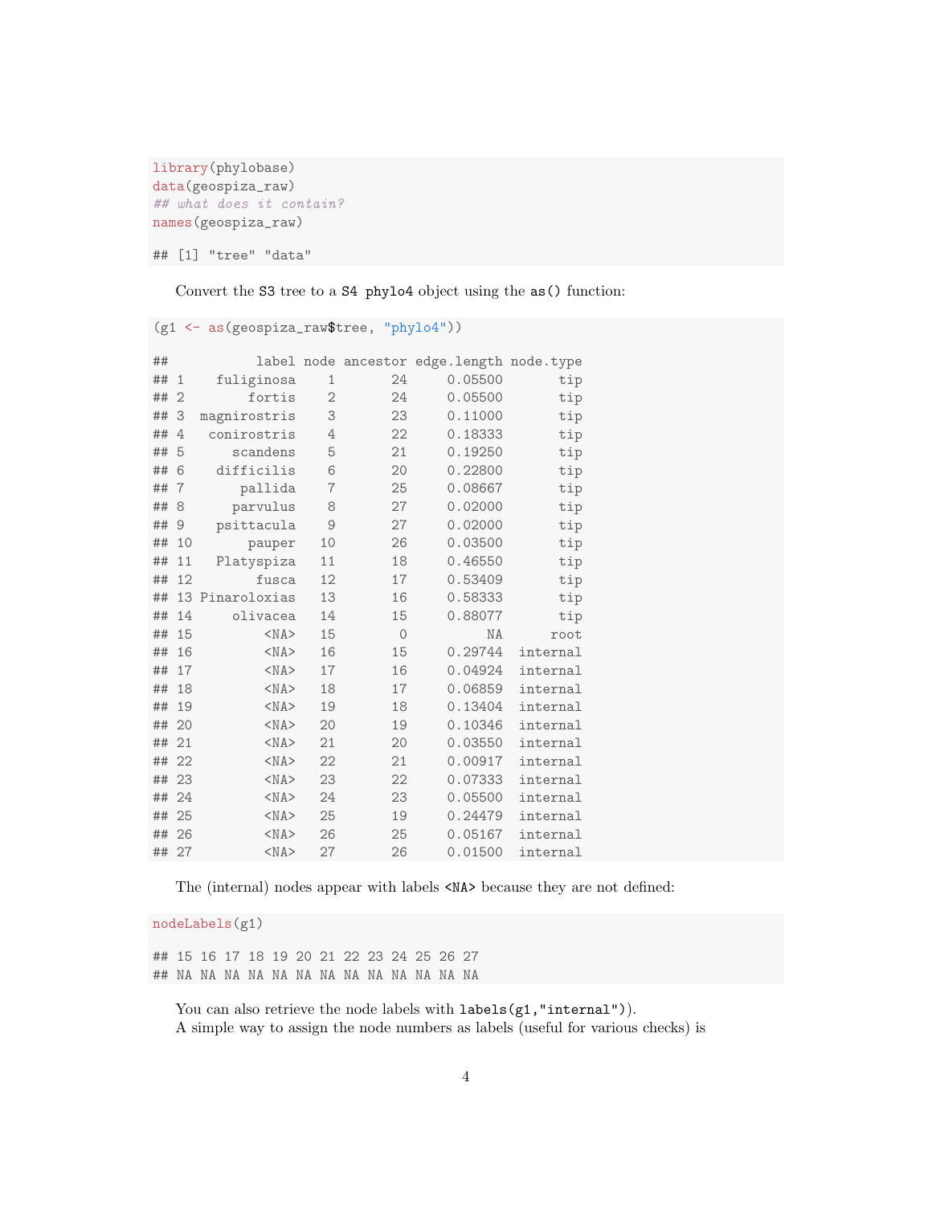```r
library(phylobase)
data(geospiza_raw)
## what does it contain?
names(geospiza_raw)

## [1] "tree" "data"
```

Convert the S3 tree to a S4 phylo4 object using the as() function:

```r
(g1 <- as(geospiza_raw$tree, "phylo4"))

##            label node ancestor edge.length node.type
## 1     fuliginosa    1       24     0.05500       tip
## 2         fortis    2       24     0.05500       tip
## 3   magnirostris    3       23     0.11000       tip
## 4    conirostris    4       22     0.18333       tip
## 5       scandens    5       21     0.19250       tip
## 6     difficilis    6       20     0.22800       tip
## 7        pallida    7       25     0.08667       tip
## 8       parvulus    8       27     0.02000       tip
## 9     psittacula    9       27     0.02000       tip
## 10        pauper   10       26     0.03500       tip
## 11    Platyspiza   11       18     0.46550       tip
## 12         fusca   12       17     0.53409       tip
## 13  Pinaroloxias   13       16     0.58333       tip
## 14      olivacea   14       15     0.88077       tip
## 15          <NA>   15        0          NA      root
## 16          <NA>   16       15     0.29744  internal
## 17          <NA>   17       16     0.04924  internal
## 18          <NA>   18       17     0.06859  internal
## 19          <NA>   19       18     0.13404  internal
## 20          <NA>   20       19     0.10346  internal
## 21          <NA>   21       20     0.03550  internal
## 22          <NA>   22       21     0.00917  internal
## 23          <NA>   23       22     0.07333  internal
## 24          <NA>   24       23     0.05500  internal
## 25          <NA>   25       19     0.24479  internal
## 26          <NA>   26       25     0.05167  internal
## 27          <NA>   27       26     0.01500  internal
```

The (internal) nodes appear with labels <NA> because they are not defined:

```r
nodeLabels(g1)

## 15 16 17 18 19 20 21 22 23 24 25 26 27
## NA NA NA NA NA NA NA NA NA NA NA NA NA
```

You can also retrieve the node labels with labels(g1,"internal")).

A simple way to assign the node numbers as labels (useful for various checks) is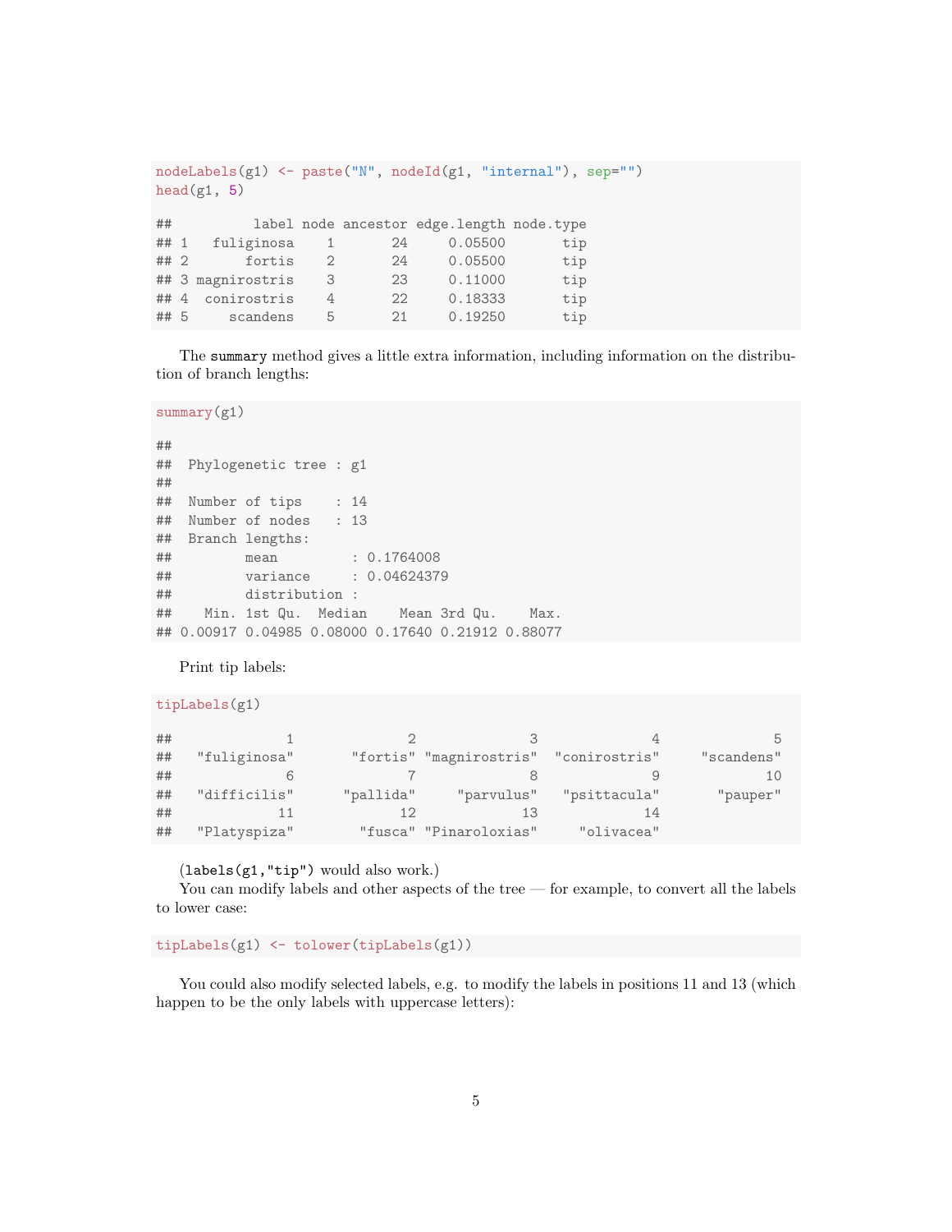```
nodeLabels(g1) <- paste("N", nodeId(g1, "internal"), sep="")
head(g1, 5)

##          label node ancestor edge.length node.type
## 1   fuliginosa    1       24     0.05500       tip
## 2       fortis    2       24     0.05500       tip
## 3 magnirostris    3       23     0.11000       tip
## 4  conirostris    4       22     0.18333       tip
## 5     scandens    5       21     0.19250       tip
```

The `summary` method gives a little extra information, including information on the distribution of branch lengths:

```
summary(g1)

##
##  Phylogenetic tree : g1
##
##  Number of tips    : 14
##  Number of nodes   : 13
##  Branch lengths:
##         mean         : 0.1764008
##         variance     : 0.04624379
##         distribution :
##    Min. 1st Qu.  Median    Mean 3rd Qu.    Max.
## 0.00917 0.04985 0.08000 0.17640 0.21912 0.88077
```

Print tip labels:

```
tipLabels(g1)

##              1              2              3              4              5
##   "fuliginosa"       "fortis" "magnirostris"  "conirostris"     "scandens"
##              6              7              8              9             10
##   "difficilis"      "pallida"     "parvulus"   "psittacula"       "pauper"
##             11             12             13             14
##   "Platyspiza"        "fusca" "Pinaroloxias"     "olivacea"
```

(`labels(g1,"tip")` would also work.)

You can modify labels and other aspects of the tree — for example, to convert all the labels to lower case:

```
tipLabels(g1) <- tolower(tipLabels(g1))
```

You could also modify selected labels, e.g. to modify the labels in positions 11 and 13 (which happen to be the only labels with uppercase letters):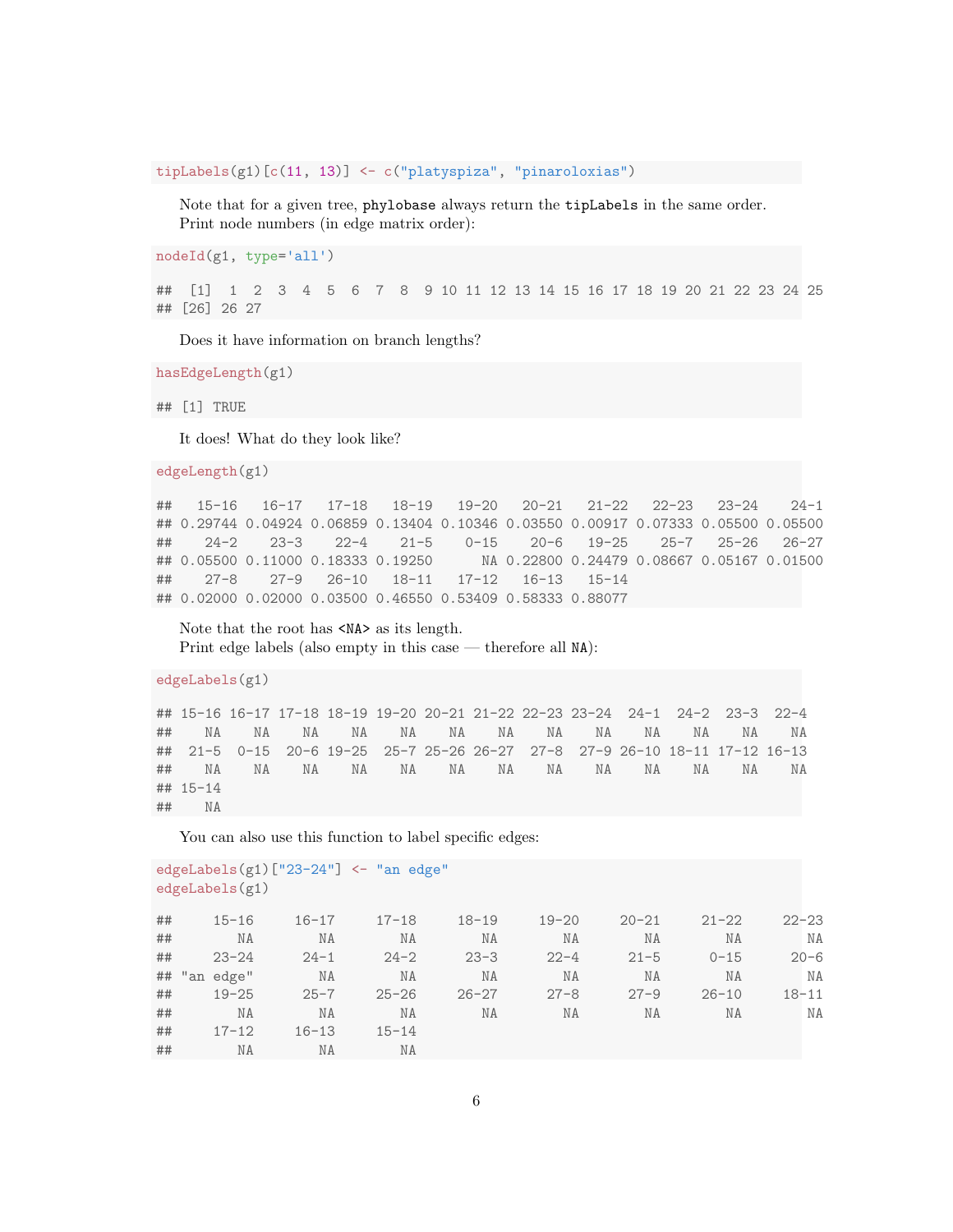```r
tipLabels(g1)[c(11, 13)] <- c("platyspiza", "pinaroloxias")
```

Note that for a given tree, `phylobase` always return the `tipLabels` in the same order.
Print node numbers (in edge matrix order):

```r
nodeId(g1, type='all')
```

```
##  [1]  1  2  3  4  5  6  7  8  9 10 11 12 13 14 15 16 17 18 19 20 21 22 23 24 25
## [26] 26 27
```

Does it have information on branch lengths?

```r
hasEdgeLength(g1)
```

```
## [1] TRUE
```

It does! What do they look like?

```r
edgeLength(g1)
```

```
##   15-16   16-17   17-18   18-19   19-20   20-21   21-22   22-23   23-24    24-1
## 0.29744 0.04924 0.06859 0.13404 0.10346 0.03550 0.00917 0.07333 0.05500 0.05500
##    24-2    23-3    22-4    21-5    0-15    20-6   19-25    25-7   25-26   26-27
## 0.05500 0.11000 0.18333 0.19250      NA 0.22800 0.24479 0.08667 0.05167 0.01500
##    27-8    27-9   26-10   18-11   17-12   16-13   15-14
## 0.02000 0.02000 0.03500 0.46550 0.53409 0.58333 0.88077
```

Note that the root has `<NA>` as its length.
Print edge labels (also empty in this case — therefore all `NA`):

```r
edgeLabels(g1)
```

```
## 15-16 16-17 17-18 18-19 19-20 20-21 21-22 22-23 23-24  24-1  24-2  23-3  22-4
##    NA    NA    NA    NA    NA    NA    NA    NA    NA    NA    NA    NA    NA
##  21-5  0-15  20-6 19-25  25-7 25-26 26-27  27-8  27-9 26-10 18-11 17-12 16-13
##    NA    NA    NA    NA    NA    NA    NA    NA    NA    NA    NA    NA    NA
## 15-14
##    NA
```

You can also use this function to label specific edges:

```r
edgeLabels(g1)["23-24"] <- "an edge"
edgeLabels(g1)
```

```
##      15-16      16-17      17-18      18-19      19-20      20-21      21-22      22-23
##         NA         NA         NA         NA         NA         NA         NA         NA
##      23-24       24-1       24-2       23-3       22-4       21-5       0-15       20-6
## "an edge"         NA         NA         NA         NA         NA         NA         NA
##      19-25       25-7      25-26      26-27       27-8       27-9      26-10      18-11
##         NA         NA         NA         NA         NA         NA         NA         NA
##      17-12      16-13      15-14
##         NA         NA         NA
```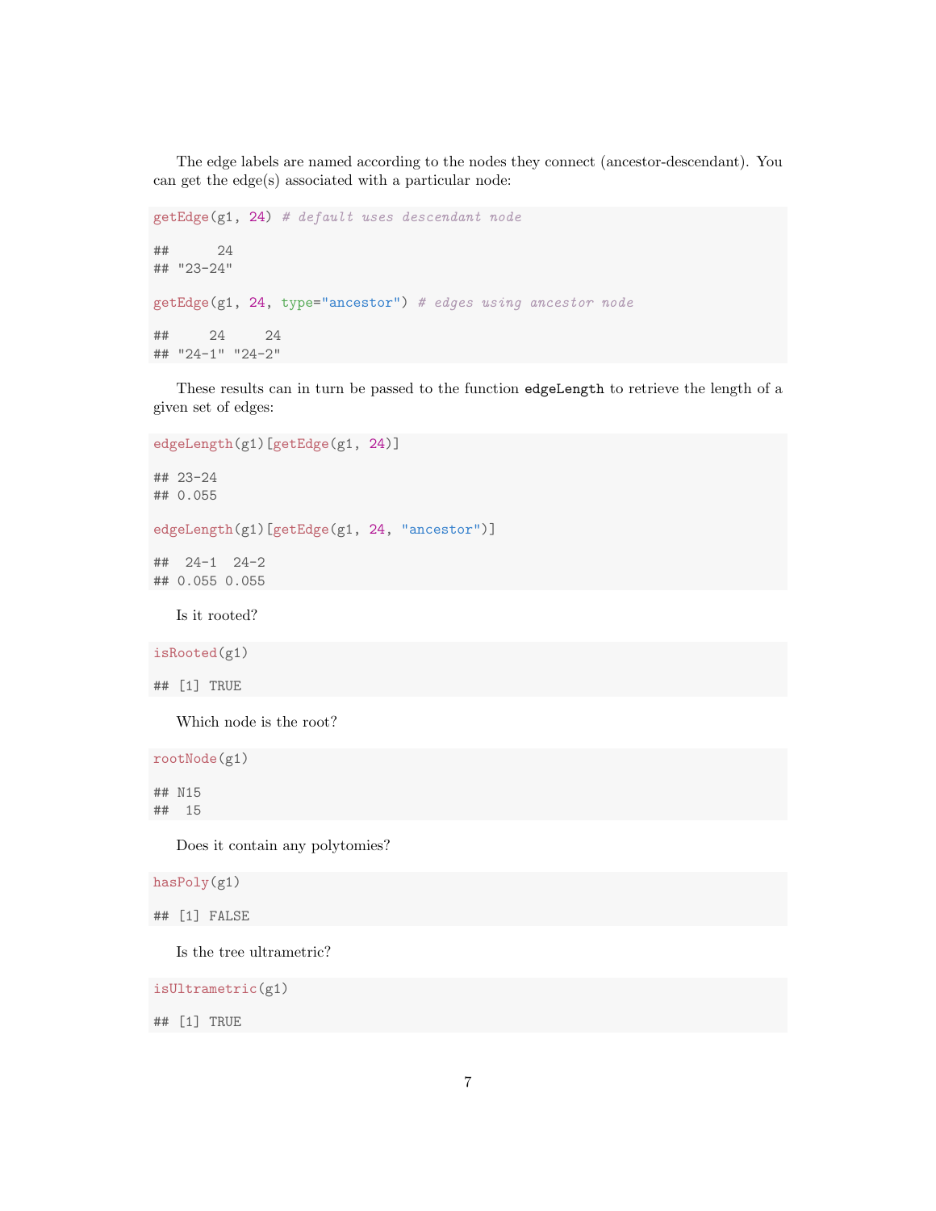The edge labels are named according to the nodes they connect (ancestor-descendant). You can get the edge(s) associated with a particular node:

```
getEdge(g1, 24) # default uses descendant node

##      24
## "23-24"

getEdge(g1, 24, type="ancestor") # edges using ancestor node

##     24     24
## "24-1" "24-2"
```

These results can in turn be passed to the function `edgeLength` to retrieve the length of a given set of edges:

```
edgeLength(g1)[getEdge(g1, 24)]

## 23-24
## 0.055

edgeLength(g1)[getEdge(g1, 24, "ancestor")]

##  24-1  24-2
## 0.055 0.055
```

Is it rooted?

```
isRooted(g1)

## [1] TRUE
```

Which node is the root?

```
rootNode(g1)

## N15
##  15
```

Does it contain any polytomies?

```
hasPoly(g1)

## [1] FALSE
```

Is the tree ultrametric?

```
isUltrametric(g1)

## [1] TRUE
```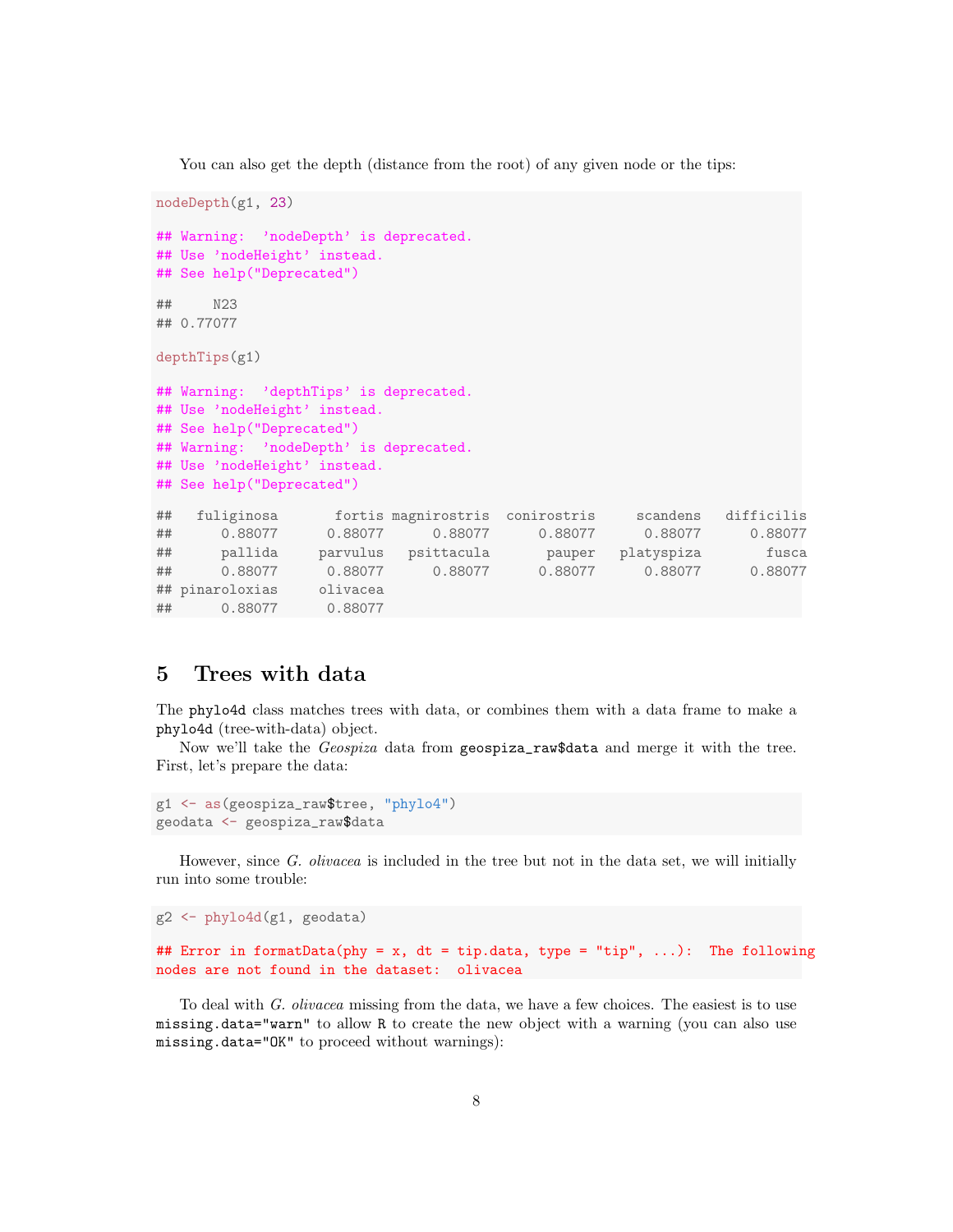You can also get the depth (distance from the root) of any given node or the tips:

```
nodeDepth(g1, 23)

## Warning:  'nodeDepth' is deprecated.
## Use 'nodeHeight' instead.
## See help("Deprecated")

##     N23
## 0.77077

depthTips(g1)

## Warning:  'depthTips' is deprecated.
## Use 'nodeHeight' instead.
## See help("Deprecated")
## Warning:  'nodeDepth' is deprecated.
## Use 'nodeHeight' instead.
## See help("Deprecated")

##   fuliginosa       fortis magnirostris  conirostris     scandens   difficilis
##      0.88077      0.88077      0.88077      0.88077      0.88077      0.88077
##      pallida     parvulus   psittacula       pauper   platyspiza        fusca
##      0.88077      0.88077      0.88077      0.88077      0.88077      0.88077
## pinaroloxias     olivacea
##      0.88077      0.88077
```

# 5 Trees with data

The `phylo4d` class matches trees with data, or combines them with a data frame to make a `phylo4d` (tree-with-data) object.

Now we'll take the *Geospiza* data from `geospiza_raw$data` and merge it with the tree. First, let's prepare the data:

```
g1 <- as(geospiza_raw$tree, "phylo4")
geodata <- geospiza_raw$data
```

However, since *G. olivacea* is included in the tree but not in the data set, we will initially run into some trouble:

```
g2 <- phylo4d(g1, geodata)

## Error in formatData(phy = x, dt = tip.data, type = "tip", ...):  The following
nodes are not found in the dataset:  olivacea
```

To deal with *G. olivacea* missing from the data, we have a few choices. The easiest is to use `missing.data="warn"` to allow R to create the new object with a warning (you can also use `missing.data="OK"` to proceed without warnings):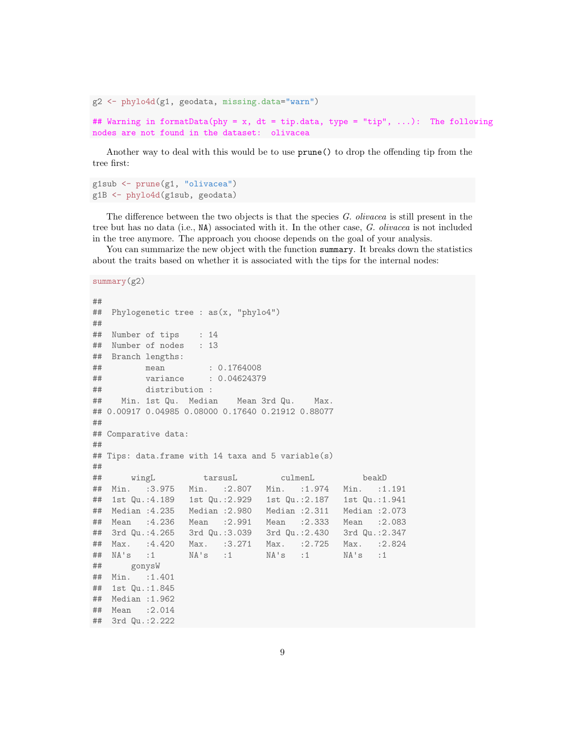```r
g2 <- phylo4d(g1, geodata, missing.data="warn")

## Warning in formatData(phy = x, dt = tip.data, type = "tip", ...):  The following
nodes are not found in the dataset:  olivacea
```

Another way to deal with this would be to use `prune()` to drop the offending tip from the tree first:

```r
g1sub <- prune(g1, "olivacea")
g1B <- phylo4d(g1sub, geodata)
```

The difference between the two objects is that the species *G. olivacea* is still present in the tree but has no data (i.e., `NA`) associated with it. In the other case, *G. olivacea* is not included in the tree anymore. The approach you choose depends on the goal of your analysis.

You can summarize the new object with the function `summary`. It breaks down the statistics about the traits based on whether it is associated with the tips for the internal nodes:

```r
summary(g2)

##
##  Phylogenetic tree : as(x, "phylo4")
##
##  Number of tips    : 14
##  Number of nodes   : 13
##  Branch lengths:
##         mean         : 0.1764008
##         variance     : 0.04624379
##         distribution :
##    Min. 1st Qu.  Median    Mean 3rd Qu.    Max.
## 0.00917 0.04985 0.08000 0.17640 0.21912 0.88077
##
## Comparative data:
##
## Tips: data.frame with 14 taxa and 5 variable(s)
##
##      wingL          tarsusL         culmenL          beakD
##  Min.   :3.975   Min.   :2.807   Min.   :1.974   Min.   :1.191
##  1st Qu.:4.189   1st Qu.:2.929   1st Qu.:2.187   1st Qu.:1.941
##  Median :4.235   Median :2.980   Median :2.311   Median :2.073
##  Mean   :4.236   Mean   :2.991   Mean   :2.333   Mean   :2.083
##  3rd Qu.:4.265   3rd Qu.:3.039   3rd Qu.:2.430   3rd Qu.:2.347
##  Max.   :4.420   Max.   :3.271   Max.   :2.725   Max.   :2.824
##  NA's   :1       NA's   :1       NA's   :1       NA's   :1
##      gonysW
##  Min.   :1.401
##  1st Qu.:1.845
##  Median :1.962
##  Mean   :2.014
##  3rd Qu.:2.222
```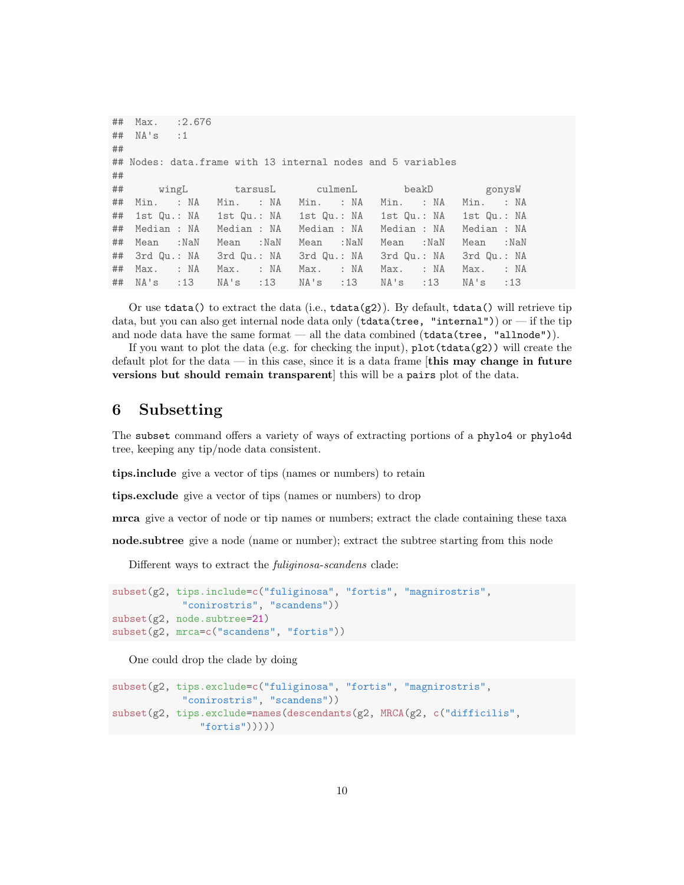```
##  Max.   :2.676
##  NA's   :1
##
## Nodes: data.frame with 13 internal nodes and 5 variables
##
##      wingL        tarsusL       culmenL        beakD         gonysW
##  Min.   : NA   Min.   : NA   Min.   : NA   Min.   : NA   Min.   : NA
##  1st Qu.: NA   1st Qu.: NA   1st Qu.: NA   1st Qu.: NA   1st Qu.: NA
##  Median : NA   Median : NA   Median : NA   Median : NA   Median : NA
##  Mean   :NaN   Mean   :NaN   Mean   :NaN   Mean   :NaN   Mean   :NaN
##  3rd Qu.: NA   3rd Qu.: NA   3rd Qu.: NA   3rd Qu.: NA   3rd Qu.: NA
##  Max.   : NA   Max.   : NA   Max.   : NA   Max.   : NA   Max.   : NA
##  NA's   :13    NA's   :13    NA's   :13    NA's   :13    NA's   :13
```

Or use `tdata()` to extract the data (i.e., `tdata(g2)`). By default, `tdata()` will retrieve tip data, but you can also get internal node data only (`tdata(tree, "internal")`) or — if the tip and node data have the same format — all the data combined (`tdata(tree, "allnode")`).

If you want to plot the data (e.g. for checking the input), `plot(tdata(g2))` will create the default plot for the data — in this case, since it is a data frame [**this may change in future versions but should remain transparent**] this will be a `pairs` plot of the data.

# 6 Subsetting

The `subset` command offers a variety of ways of extracting portions of a `phylo4` or `phylo4d` tree, keeping any tip/node data consistent.

**tips.include** give a vector of tips (names or numbers) to retain

**tips.exclude** give a vector of tips (names or numbers) to drop

**mrca** give a vector of node or tip names or numbers; extract the clade containing these taxa

**node.subtree** give a node (name or number); extract the subtree starting from this node

Different ways to extract the *fuliginosa-scandens* clade:

```
subset(g2, tips.include=c("fuliginosa", "fortis", "magnirostris",
           "conirostris", "scandens"))
subset(g2, node.subtree=21)
subset(g2, mrca=c("scandens", "fortis"))
```

One could drop the clade by doing

```
subset(g2, tips.exclude=c("fuliginosa", "fortis", "magnirostris",
           "conirostris", "scandens"))
subset(g2, tips.exclude=names(descendants(g2, MRCA(g2, c("difficilis",
              "fortis")))))
```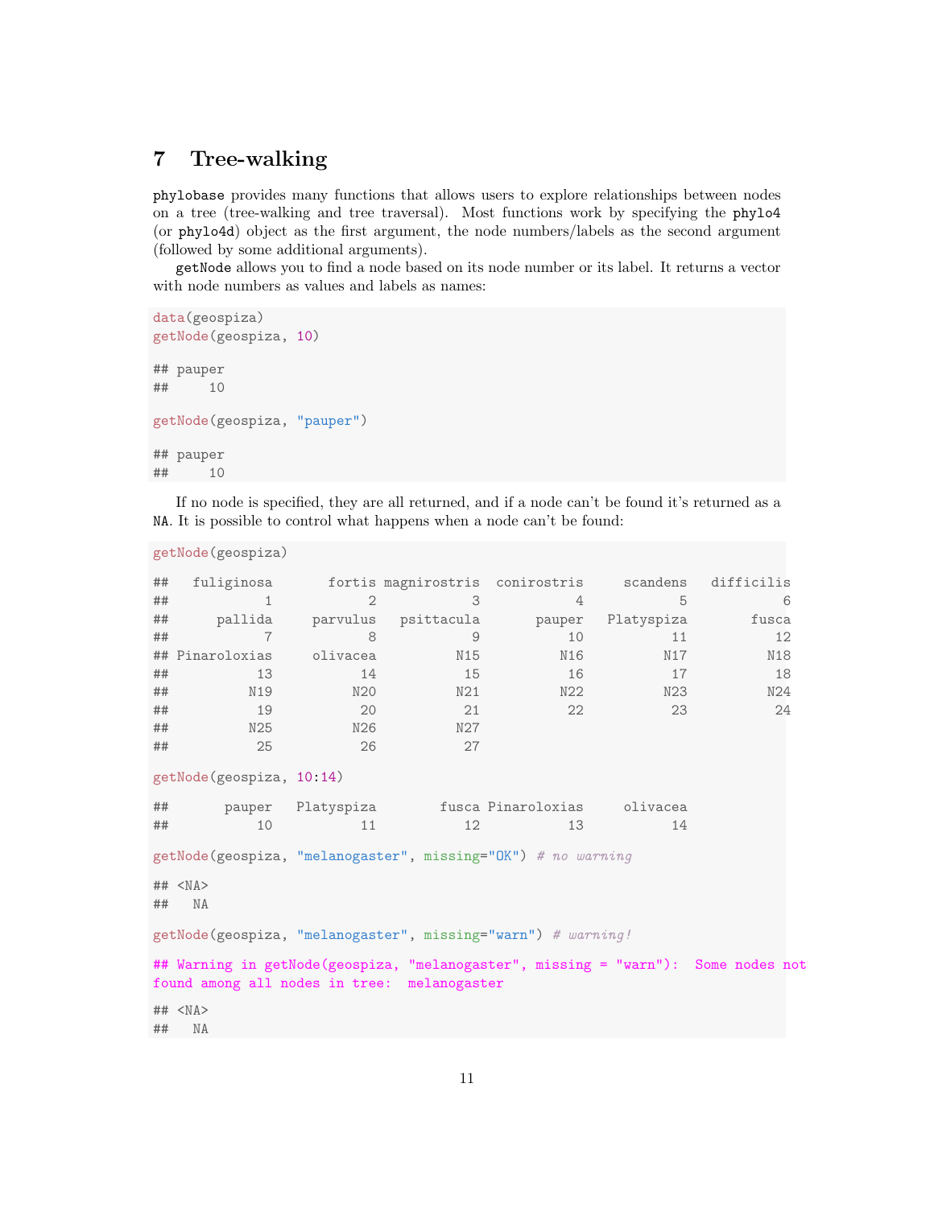# 7 Tree-walking

phylobase provides many functions that allows users to explore relationships between nodes on a tree (tree-walking and tree traversal). Most functions work by specifying the phylo4 (or phylo4d) object as the first argument, the node numbers/labels as the second argument (followed by some additional arguments).

getNode allows you to find a node based on its node number or its label. It returns a vector with node numbers as values and labels as names:

```
data(geospiza)
getNode(geospiza, 10)

## pauper
##     10

getNode(geospiza, "pauper")

## pauper
##     10
```

If no node is specified, they are all returned, and if a node can't be found it's returned as a NA. It is possible to control what happens when a node can't be found:

```
getNode(geospiza)

##   fuliginosa       fortis magnirostris  conirostris     scandens   difficilis
##            1            2            3            4            5            6
##      pallida     parvulus   psittacula       pauper   Platyspiza        fusca
##            7            8            9           10           11           12
## Pinaroloxias     olivacea          N15          N16          N17          N18
##           13           14           15           16           17           18
##          N19          N20          N21          N22          N23          N24
##           19           20           21           22           23           24
##          N25          N26          N27
##           25           26           27

getNode(geospiza, 10:14)

##       pauper   Platyspiza        fusca Pinaroloxias     olivacea
##           10           11           12           13           14

getNode(geospiza, "melanogaster", missing="OK") # no warning

## <NA>
##   NA

getNode(geospiza, "melanogaster", missing="warn") # warning!

## Warning in getNode(geospiza, "melanogaster", missing = "warn"):  Some nodes not
found among all nodes in tree:  melanogaster

## <NA>
##   NA
```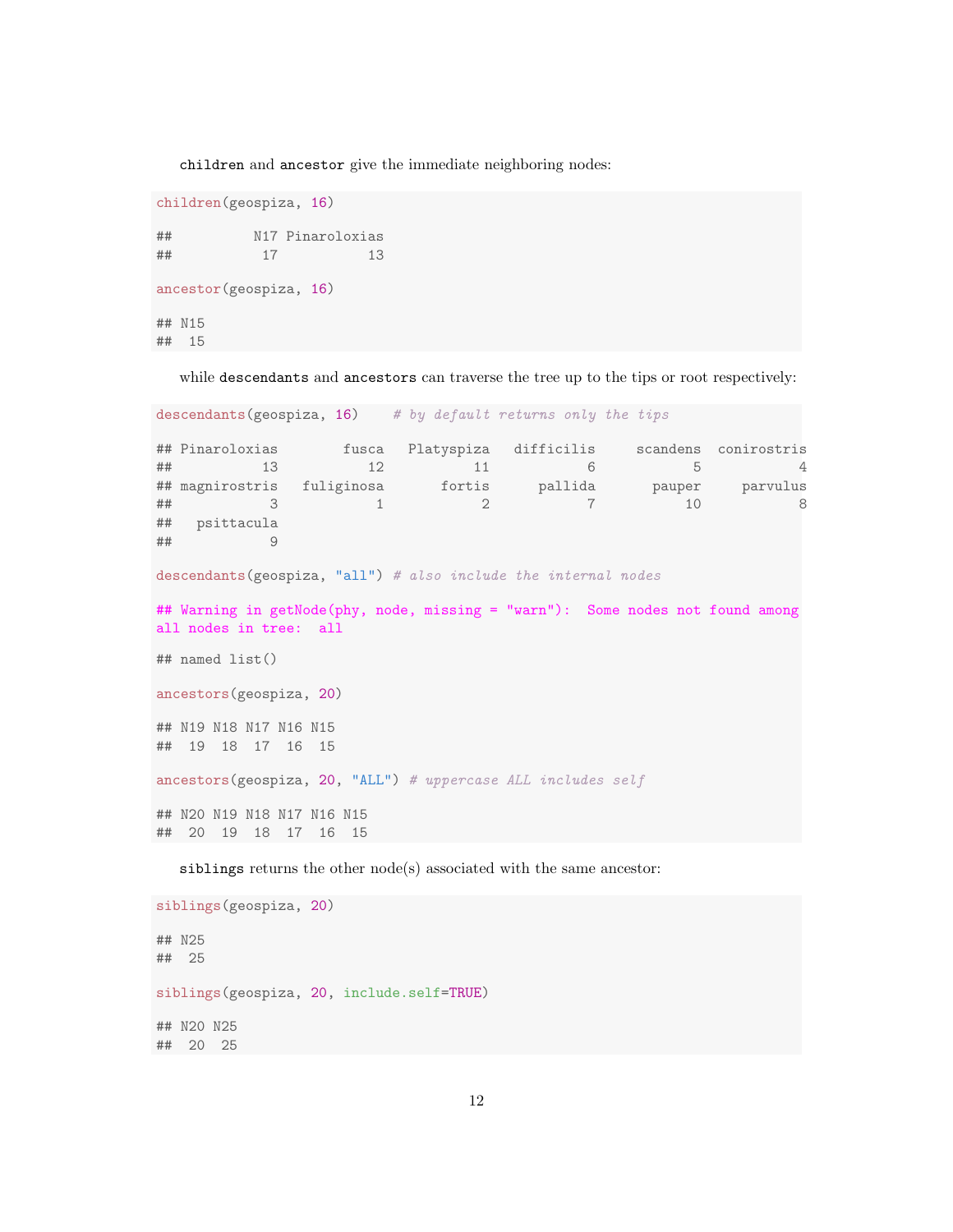`children` and `ancestor` give the immediate neighboring nodes:

```
children(geospiza, 16)

##          N17 Pinaroloxias
##           17           13

ancestor(geospiza, 16)

## N15
##  15
```

while `descendants` and `ancestors` can traverse the tree up to the tips or root respectively:

```
descendants(geospiza, 16)    # by default returns only the tips

## Pinaroloxias        fusca   Platyspiza   difficilis     scandens  conirostris
##           13           12           11            6            5            4
## magnirostris   fuliginosa       fortis      pallida       pauper     parvulus
##            3            1            2            7           10            8
##   psittacula
##            9

descendants(geospiza, "all") # also include the internal nodes

## Warning in getNode(phy, node, missing = "warn"):  Some nodes not found among
all nodes in tree:  all

## named list()

ancestors(geospiza, 20)

## N19 N18 N17 N16 N15
##  19  18  17  16  15

ancestors(geospiza, 20, "ALL") # uppercase ALL includes self

## N20 N19 N18 N17 N16 N15
##  20  19  18  17  16  15
```

`siblings` returns the other node(s) associated with the same ancestor:

```
siblings(geospiza, 20)

## N25
##  25

siblings(geospiza, 20, include.self=TRUE)

## N20 N25
##  20  25
```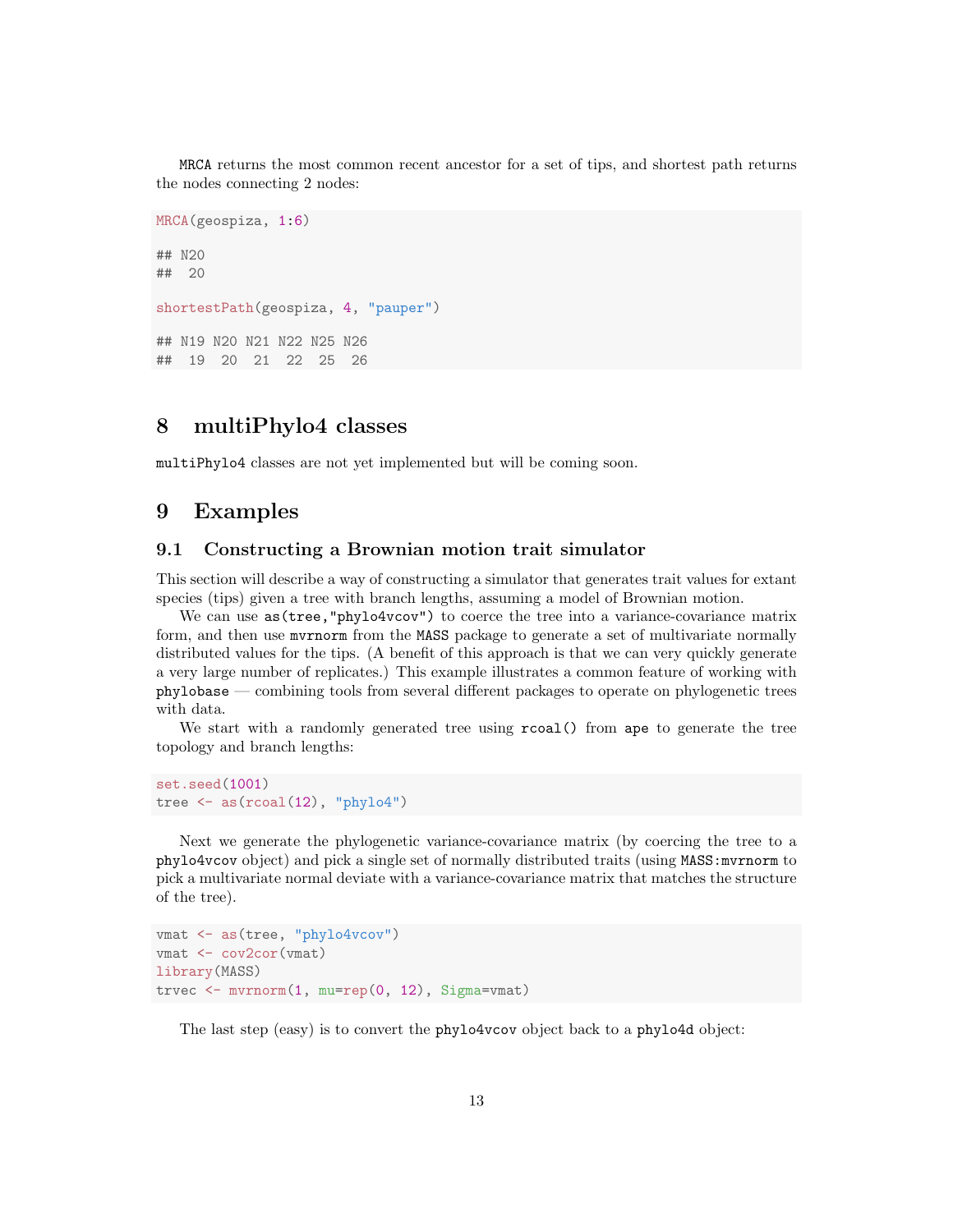MRCA returns the most common recent ancestor for a set of tips, and shortest path returns the nodes connecting 2 nodes:

```
MRCA(geospiza, 1:6)

## N20
##  20

shortestPath(geospiza, 4, "pauper")

## N19 N20 N21 N22 N25 N26
##  19  20  21  22  25  26
```

# 8 multiPhylo4 classes

multiPhylo4 classes are not yet implemented but will be coming soon.

# 9 Examples

## 9.1 Constructing a Brownian motion trait simulator

This section will describe a way of constructing a simulator that generates trait values for extant species (tips) given a tree with branch lengths, assuming a model of Brownian motion.

We can use `as(tree,"phylo4vcov")` to coerce the tree into a variance-covariance matrix form, and then use `mvrnorm` from the `MASS` package to generate a set of multivariate normally distributed values for the tips. (A benefit of this approach is that we can very quickly generate a very large number of replicates.) This example illustrates a common feature of working with `phylobase` — combining tools from several different packages to operate on phylogenetic trees with data.

We start with a randomly generated tree using `rcoal()` from `ape` to generate the tree topology and branch lengths:

```
set.seed(1001)
tree <- as(rcoal(12), "phylo4")
```

Next we generate the phylogenetic variance-covariance matrix (by coercing the tree to a `phylo4vcov` object) and pick a single set of normally distributed traits (using `MASS:mvrnorm` to pick a multivariate normal deviate with a variance-covariance matrix that matches the structure of the tree).

```
vmat <- as(tree, "phylo4vcov")
vmat <- cov2cor(vmat)
library(MASS)
trvec <- mvrnorm(1, mu=rep(0, 12), Sigma=vmat)
```

The last step (easy) is to convert the `phylo4vcov` object back to a `phylo4d` object: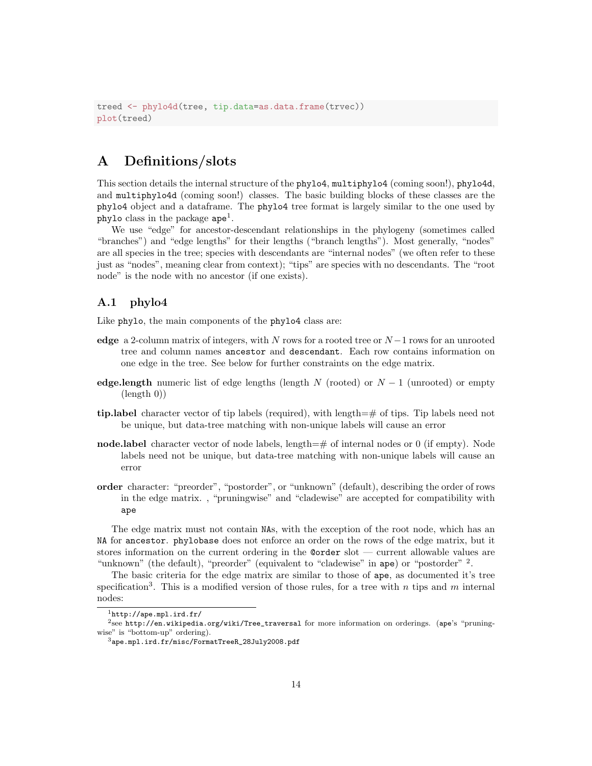```
treed <- phylo4d(tree, tip.data=as.data.frame(trvec))
plot(treed)
```

# A Definitions/slots

This section details the internal structure of the `phylo4`, `multiphylo4` (coming soon!), `phylo4d`, and `multiphylo4d` (coming soon!) classes. The basic building blocks of these classes are the `phylo4` object and a dataframe. The `phylo4` tree format is largely similar to the one used by `phylo` class in the package `ape`[1].

We use "edge" for ancestor-descendant relationships in the phylogeny (sometimes called "branches") and "edge lengths" for their lengths ("branch lengths"). Most generally, "nodes" are all species in the tree; species with descendants are "internal nodes" (we often refer to these just as "nodes", meaning clear from context); "tips" are species with no descendants. The "root node" is the node with no ancestor (if one exists).

## A.1 phylo4

Like `phylo`, the main components of the `phylo4` class are:

**edge** a 2-column matrix of integers, with $N$ rows for a rooted tree or $N-1$ rows for an unrooted tree and column names `ancestor` and `descendant`. Each row contains information on one edge in the tree. See below for further constraints on the edge matrix.

**edge.length** numeric list of edge lengths (length $N$ (rooted) or $N-1$ (unrooted) or empty (length 0))

**tip.label** character vector of tip labels (required), with length=# of tips. Tip labels need not be unique, but data-tree matching with non-unique labels will cause an error

**node.label** character vector of node labels, length=# of internal nodes or 0 (if empty). Node labels need not be unique, but data-tree matching with non-unique labels will cause an error

**order** character: "preorder", "postorder", or "unknown" (default), describing the order of rows in the edge matrix. , "pruningwise" and "cladewise" are accepted for compatibility with `ape`

The edge matrix must not contain `NA`s, with the exception of the root node, which has an `NA` for `ancestor`. `phylobase` does not enforce an order on the rows of the edge matrix, but it stores information on the current ordering in the `@order` slot — current allowable values are "unknown" (the default), "preorder" (equivalent to "cladewise" in `ape`) or "postorder" [2].

The basic criteria for the edge matrix are similar to those of `ape`, as documented it's tree specification[3]. This is a modified version of those rules, for a tree with $n$ tips and $m$ internal nodes:

---

[1] `http://ape.mpl.ird.fr/`

[2] see `http://en.wikipedia.org/wiki/Tree_traversal` for more information on orderings. (`ape`'s "pruningwise" is "bottom-up" ordering).

[3] `ape.mpl.ird.fr/misc/FormatTreeR_28July2008.pdf`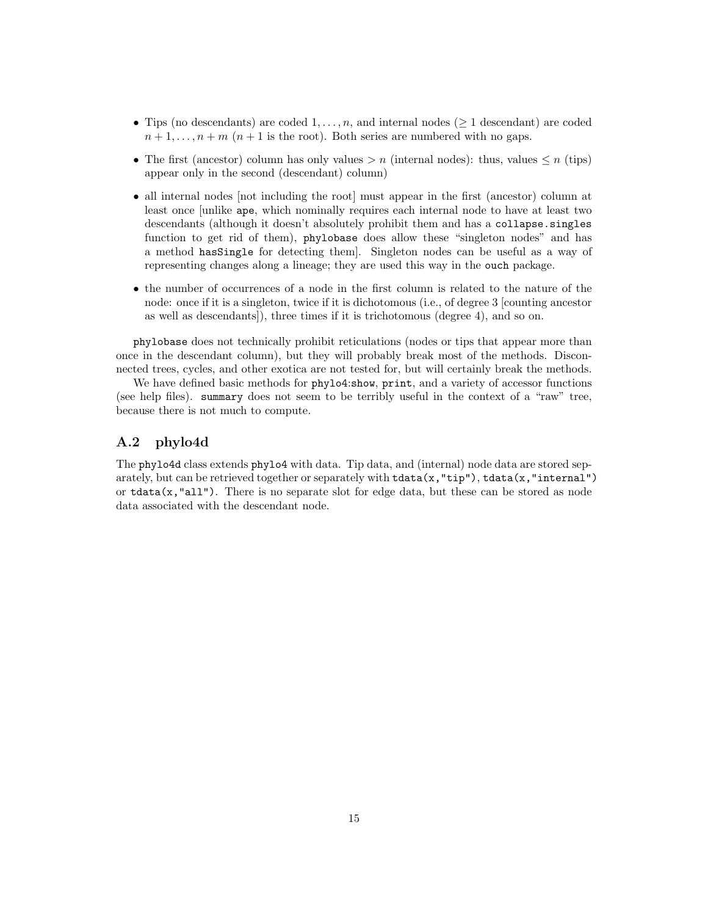- Tips (no descendants) are coded $1, \ldots, n$, and internal nodes ($\geq 1$ descendant) are coded $n+1, \ldots, n+m$ ($n+1$ is the root). Both series are numbered with no gaps.
- The first (ancestor) column has only values $> n$ (internal nodes): thus, values $\leq n$ (tips) appear only in the second (descendant) column)
- all internal nodes [not including the root] must appear in the first (ancestor) column at least once [unlike `ape`, which nominally requires each internal node to have at least two descendants (although it doesn't absolutely prohibit them and has a `collapse.singles` function to get rid of them), `phylobase` does allow these "singleton nodes" and has a method `hasSingle` for detecting them]. Singleton nodes can be useful as a way of representing changes along a lineage; they are used this way in the `ouch` package.
- the number of occurrences of a node in the first column is related to the nature of the node: once if it is a singleton, twice if it is dichotomous (i.e., of degree 3 [counting ancestor as well as descendants]), three times if it is trichotomous (degree 4), and so on.

`phylobase` does not technically prohibit reticulations (nodes or tips that appear more than once in the descendant column), but they will probably break most of the methods. Disconnected trees, cycles, and other exotica are not tested for, but will certainly break the methods.

We have defined basic methods for `phylo4`:`show`, `print`, and a variety of accessor functions (see help files). `summary` does not seem to be terribly useful in the context of a "raw" tree, because there is not much to compute.

## A.2 phylo4d

The `phylo4d` class extends `phylo4` with data. Tip data, and (internal) node data are stored separately, but can be retrieved together or separately with `tdata(x,"tip")`, `tdata(x,"internal")` or `tdata(x,"all")`. There is no separate slot for edge data, but these can be stored as node data associated with the descendant node.